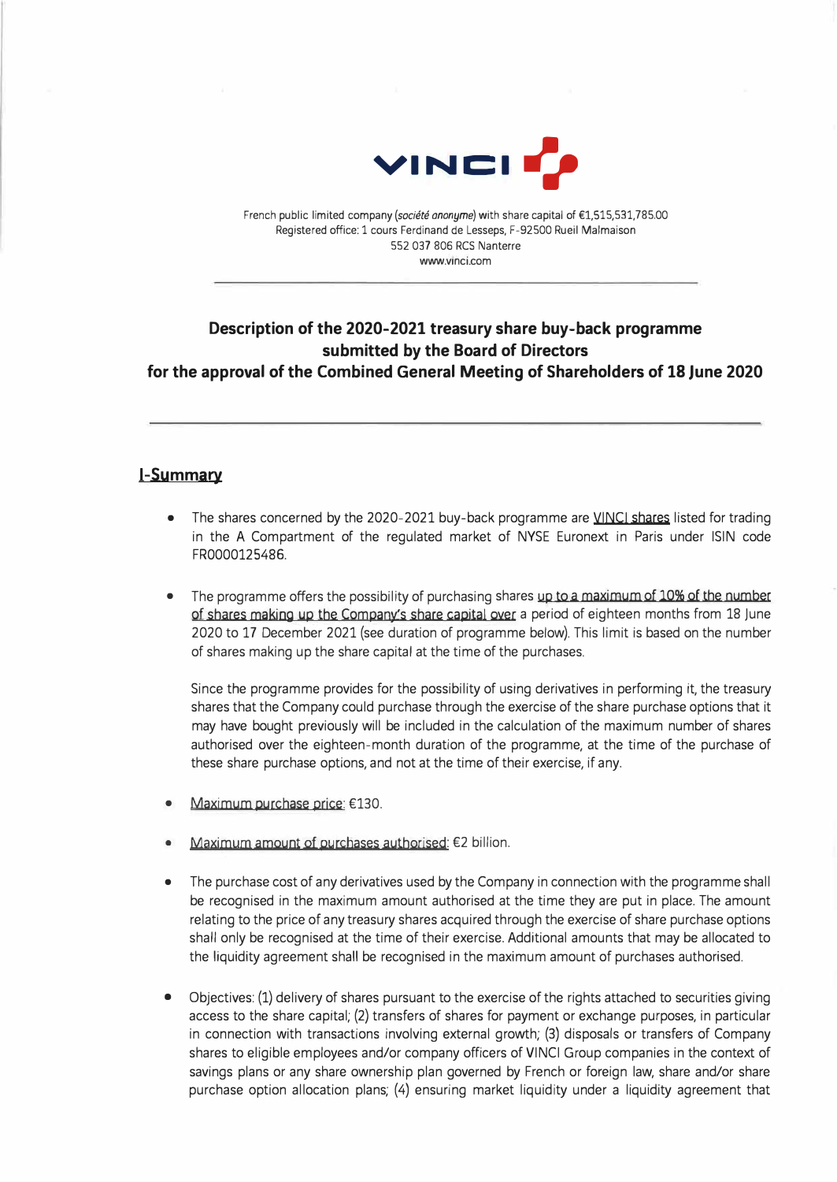VINCI

French public limited company (*société anonyme*) with share capital of €1,515,531,785.00
Registered office: 1 cours Ferdinand de Lesseps, F-92500 Rueil Malmaison
552 037 806 RCS Nanterre
www.vinci.com

# Description of the 2020-2021 treasury share buy-back programme submitted by the Board of Directors for the approval of the Combined General Meeting of Shareholders of 18 June 2020

## I-Summary

- The shares concerned by the 2020-2021 buy-back programme are VINCI shares listed for trading in the A Compartment of the regulated market of NYSE Euronext in Paris under ISIN code FR0000125486.

- The programme offers the possibility of purchasing shares up to a maximum of 10% of the number of shares making up the Company's share capital over a period of eighteen months from 18 June 2020 to 17 December 2021 (see duration of programme below). This limit is based on the number of shares making up the share capital at the time of the purchases.

  Since the programme provides for the possibility of using derivatives in performing it, the treasury shares that the Company could purchase through the exercise of the share purchase options that it may have bought previously will be included in the calculation of the maximum number of shares authorised over the eighteen-month duration of the programme, at the time of the purchase of these share purchase options, and not at the time of their exercise, if any.

- Maximum purchase price: €130.

- Maximum amount of purchases authorised: €2 billion.

- The purchase cost of any derivatives used by the Company in connection with the programme shall be recognised in the maximum amount authorised at the time they are put in place. The amount relating to the price of any treasury shares acquired through the exercise of share purchase options shall only be recognised at the time of their exercise. Additional amounts that may be allocated to the liquidity agreement shall be recognised in the maximum amount of purchases authorised.

- Objectives: (1) delivery of shares pursuant to the exercise of the rights attached to securities giving access to the share capital; (2) transfers of shares for payment or exchange purposes, in particular in connection with transactions involving external growth; (3) disposals or transfers of Company shares to eligible employees and/or company officers of VINCI Group companies in the context of savings plans or any share ownership plan governed by French or foreign law, share and/or share purchase option allocation plans; (4) ensuring market liquidity under a liquidity agreement that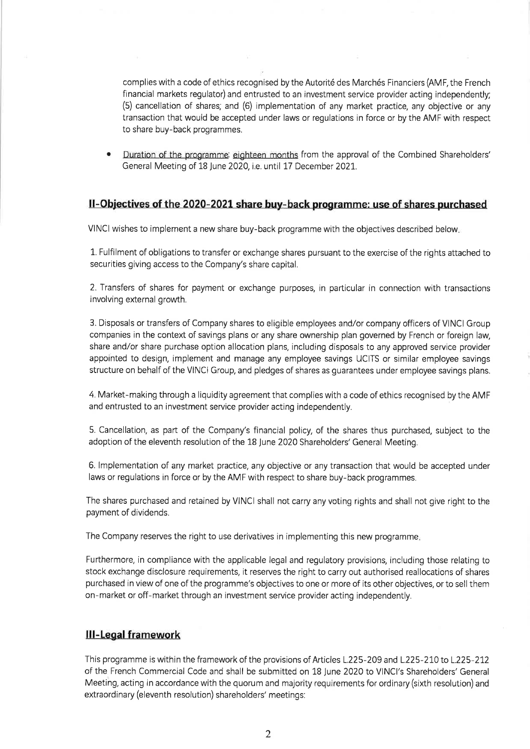complies with a code of ethics recognised by the Autorité des Marchés Financiers (AMF, the French financial markets regulator) and entrusted to an investment service provider acting independently; (5) cancellation of shares; and (6) implementation of any market practice, any objective or any transaction that would be accepted under laws or regulations in force or by the AMF with respect to share buy-back programmes.

- Duration of the programme: eighteen months from the approval of the Combined Shareholders' General Meeting of 18 June 2020, i.e. until 17 December 2021.

## II-Objectives of the 2020-2021 share buy-back programme: use of shares purchased

VINCI wishes to implement a new share buy-back programme with the objectives described below.

1. Fulfilment of obligations to transfer or exchange shares pursuant to the exercise of the rights attached to securities giving access to the Company's share capital.

2. Transfers of shares for payment or exchange purposes, in particular in connection with transactions involving external growth.

3. Disposals or transfers of Company shares to eligible employees and/or company officers of VINCI Group companies in the context of savings plans or any share ownership plan governed by French or foreign law, share and/or share purchase option allocation plans, including disposals to any approved service provider appointed to design, implement and manage any employee savings UCITS or similar employee savings structure on behalf of the VINCI Group, and pledges of shares as guarantees under employee savings plans.

4. Market-making through a liquidity agreement that complies with a code of ethics recognised by the AMF and entrusted to an investment service provider acting independently.

5. Cancellation, as part of the Company's financial policy, of the shares thus purchased, subject to the adoption of the eleventh resolution of the 18 June 2020 Shareholders' General Meeting.

6. Implementation of any market practice, any objective or any transaction that would be accepted under laws or regulations in force or by the AMF with respect to share buy-back programmes.

The shares purchased and retained by VINCI shall not carry any voting rights and shall not give right to the payment of dividends.

The Company reserves the right to use derivatives in implementing this new programme.

Furthermore, in compliance with the applicable legal and regulatory provisions, including those relating to stock exchange disclosure requirements, it reserves the right to carry out authorised reallocations of shares purchased in view of one of the programme's objectives to one or more of its other objectives, or to sell them on-market or off-market through an investment service provider acting independently.

## III-Legal framework

This programme is within the framework of the provisions of Articles L.225-209 and L.225-210 to L.225-212 of the French Commercial Code and shall be submitted on 18 June 2020 to VINCI's Shareholders' General Meeting, acting in accordance with the quorum and majority requirements for ordinary (sixth resolution) and extraordinary (eleventh resolution) shareholders' meetings: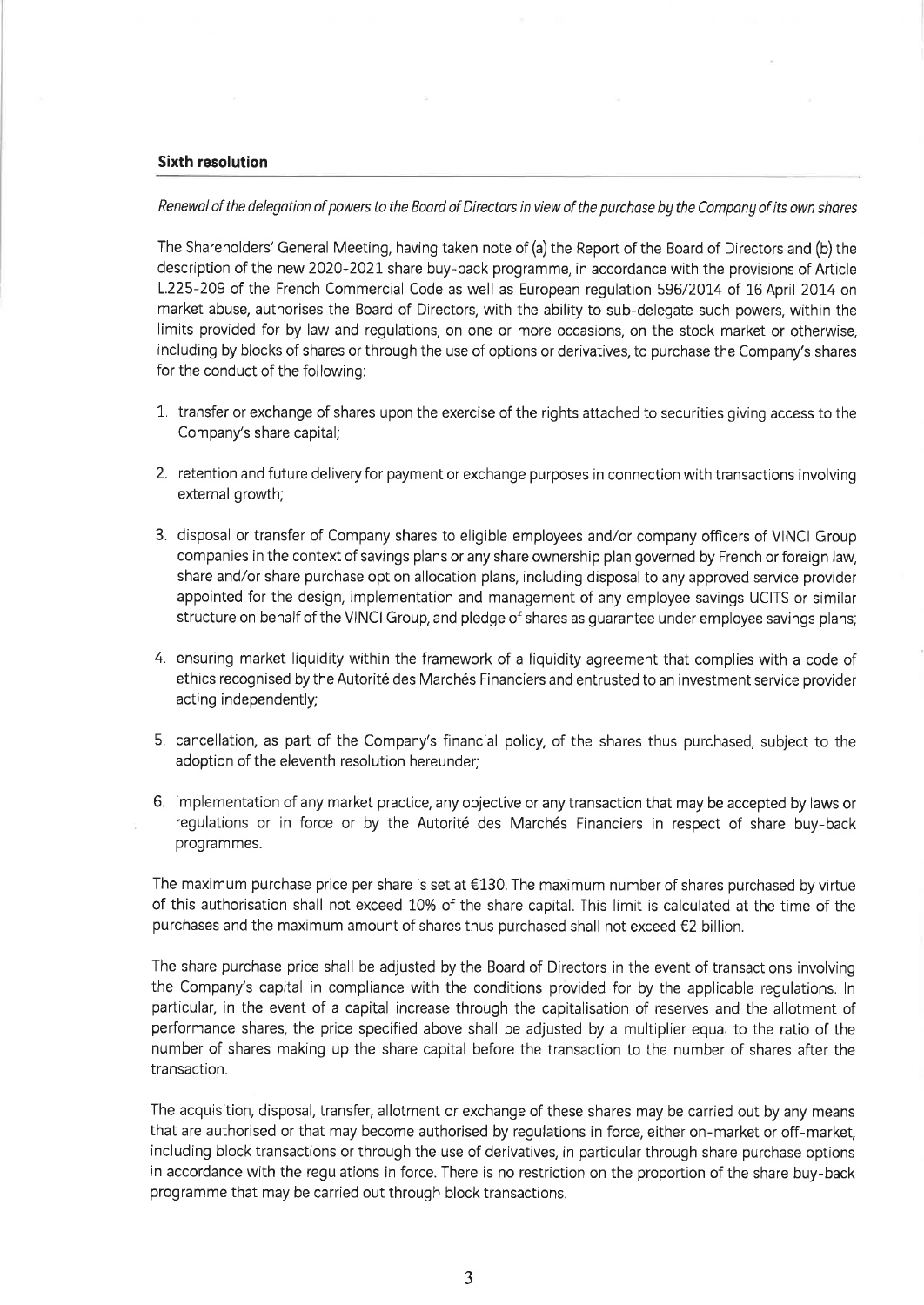### Sixth resolution

*Renewal of the delegation of powers to the Board of Directors in view of the purchase by the Company of its own shares*

The Shareholders' General Meeting, having taken note of (a) the Report of the Board of Directors and (b) the description of the new 2020-2021 share buy-back programme, in accordance with the provisions of Article L.225-209 of the French Commercial Code as well as European regulation 596/2014 of 16 April 2014 on market abuse, authorises the Board of Directors, with the ability to sub-delegate such powers, within the limits provided for by law and regulations, on one or more occasions, on the stock market or otherwise, including by blocks of shares or through the use of options or derivatives, to purchase the Company's shares for the conduct of the following:

1. transfer or exchange of shares upon the exercise of the rights attached to securities giving access to the Company's share capital;

2. retention and future delivery for payment or exchange purposes in connection with transactions involving external growth;

3. disposal or transfer of Company shares to eligible employees and/or company officers of VINCI Group companies in the context of savings plans or any share ownership plan governed by French or foreign law, share and/or share purchase option allocation plans, including disposal to any approved service provider appointed for the design, implementation and management of any employee savings UCITS or similar structure on behalf of the VINCI Group, and pledge of shares as guarantee under employee savings plans;

4. ensuring market liquidity within the framework of a liquidity agreement that complies with a code of ethics recognised by the Autorité des Marchés Financiers and entrusted to an investment service provider acting independently;

5. cancellation, as part of the Company's financial policy, of the shares thus purchased, subject to the adoption of the eleventh resolution hereunder;

6. implementation of any market practice, any objective or any transaction that may be accepted by laws or regulations or in force or by the Autorité des Marchés Financiers in respect of share buy-back programmes.

The maximum purchase price per share is set at €130. The maximum number of shares purchased by virtue of this authorisation shall not exceed 10% of the share capital. This limit is calculated at the time of the purchases and the maximum amount of shares thus purchased shall not exceed €2 billion.

The share purchase price shall be adjusted by the Board of Directors in the event of transactions involving the Company's capital in compliance with the conditions provided for by the applicable regulations. In particular, in the event of a capital increase through the capitalisation of reserves and the allotment of performance shares, the price specified above shall be adjusted by a multiplier equal to the ratio of the number of shares making up the share capital before the transaction to the number of shares after the transaction.

The acquisition, disposal, transfer, allotment or exchange of these shares may be carried out by any means that are authorised or that may become authorised by regulations in force, either on-market or off-market, including block transactions or through the use of derivatives, in particular through share purchase options in accordance with the regulations in force. There is no restriction on the proportion of the share buy-back programme that may be carried out through block transactions.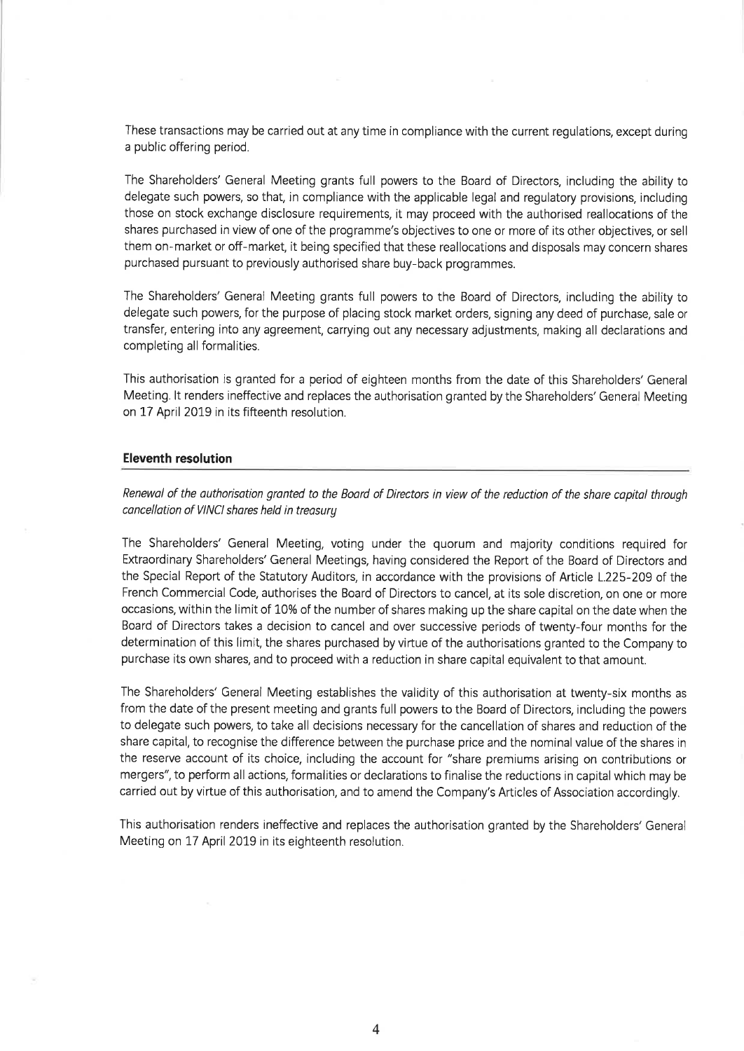These transactions may be carried out at any time in compliance with the current regulations, except during a public offering period.

The Shareholders' General Meeting grants full powers to the Board of Directors, including the ability to delegate such powers, so that, in compliance with the applicable legal and regulatory provisions, including those on stock exchange disclosure requirements, it may proceed with the authorised reallocations of the shares purchased in view of one of the programme's objectives to one or more of its other objectives, or sell them on-market or off-market, it being specified that these reallocations and disposals may concern shares purchased pursuant to previously authorised share buy-back programmes.

The Shareholders' General Meeting grants full powers to the Board of Directors, including the ability to delegate such powers, for the purpose of placing stock market orders, signing any deed of purchase, sale or transfer, entering into any agreement, carrying out any necessary adjustments, making all declarations and completing all formalities.

This authorisation is granted for a period of eighteen months from the date of this Shareholders' General Meeting. It renders ineffective and replaces the authorisation granted by the Shareholders' General Meeting on 17 April 2019 in its fifteenth resolution.

## Eleventh resolution

*Renewal of the authorisation granted to the Board of Directors in view of the reduction of the share capital through cancellation of VINCI shares held in treasury*

The Shareholders' General Meeting, voting under the quorum and majority conditions required for Extraordinary Shareholders' General Meetings, having considered the Report of the Board of Directors and the Special Report of the Statutory Auditors, in accordance with the provisions of Article L.225-209 of the French Commercial Code, authorises the Board of Directors to cancel, at its sole discretion, on one or more occasions, within the limit of 10% of the number of shares making up the share capital on the date when the Board of Directors takes a decision to cancel and over successive periods of twenty-four months for the determination of this limit, the shares purchased by virtue of the authorisations granted to the Company to purchase its own shares, and to proceed with a reduction in share capital equivalent to that amount.

The Shareholders' General Meeting establishes the validity of this authorisation at twenty-six months as from the date of the present meeting and grants full powers to the Board of Directors, including the powers to delegate such powers, to take all decisions necessary for the cancellation of shares and reduction of the share capital, to recognise the difference between the purchase price and the nominal value of the shares in the reserve account of its choice, including the account for "share premiums arising on contributions or mergers", to perform all actions, formalities or declarations to finalise the reductions in capital which may be carried out by virtue of this authorisation, and to amend the Company's Articles of Association accordingly.

This authorisation renders ineffective and replaces the authorisation granted by the Shareholders' General Meeting on 17 April 2019 in its eighteenth resolution.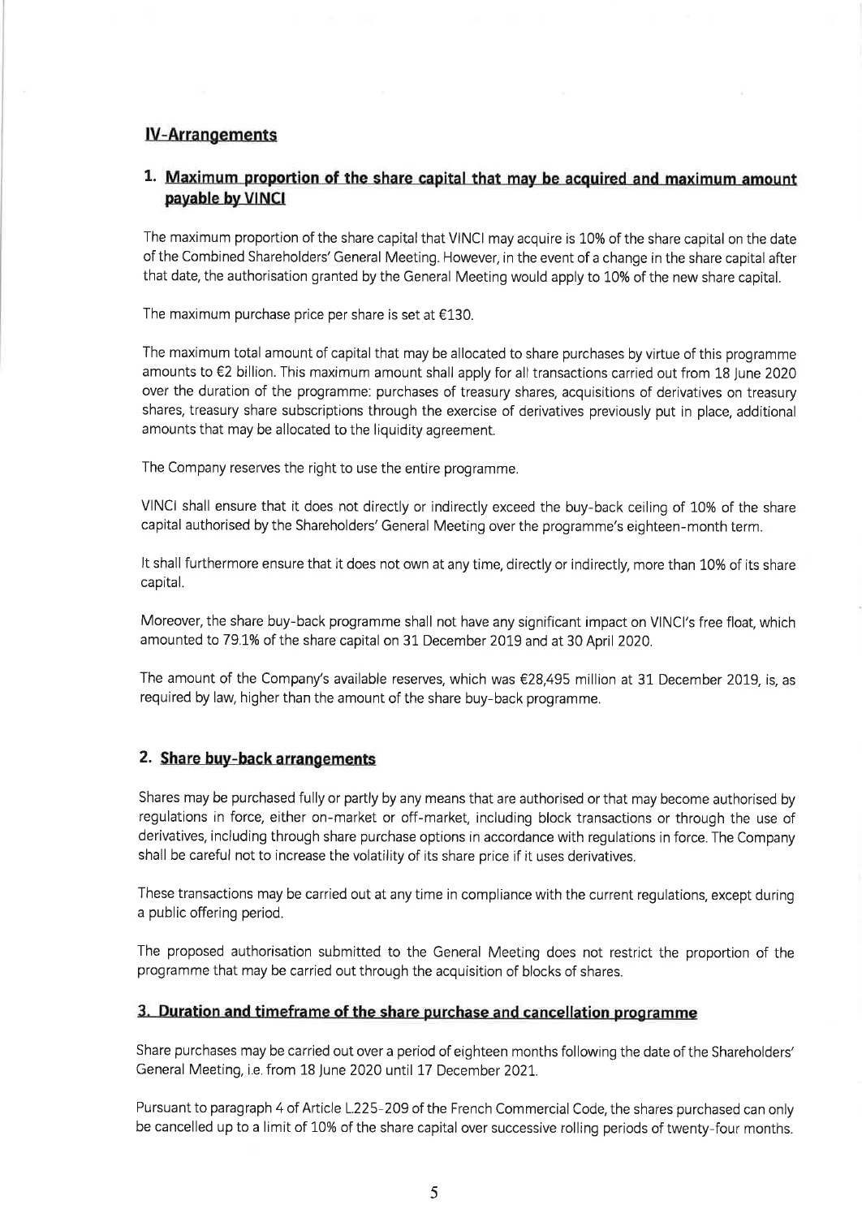## IV-Arrangements

### 1. Maximum proportion of the share capital that may be acquired and maximum amount payable by VINCI

The maximum proportion of the share capital that VINCI may acquire is 10% of the share capital on the date of the Combined Shareholders' General Meeting. However, in the event of a change in the share capital after that date, the authorisation granted by the General Meeting would apply to 10% of the new share capital.

The maximum purchase price per share is set at €130.

The maximum total amount of capital that may be allocated to share purchases by virtue of this programme amounts to €2 billion. This maximum amount shall apply for all transactions carried out from 18 June 2020 over the duration of the programme: purchases of treasury shares, acquisitions of derivatives on treasury shares, treasury share subscriptions through the exercise of derivatives previously put in place, additional amounts that may be allocated to the liquidity agreement.

The Company reserves the right to use the entire programme.

VINCI shall ensure that it does not directly or indirectly exceed the buy-back ceiling of 10% of the share capital authorised by the Shareholders' General Meeting over the programme's eighteen-month term.

It shall furthermore ensure that it does not own at any time, directly or indirectly, more than 10% of its share capital.

Moreover, the share buy-back programme shall not have any significant impact on VINCI's free float, which amounted to 79.1% of the share capital on 31 December 2019 and at 30 April 2020.

The amount of the Company's available reserves, which was €28,495 million at 31 December 2019, is, as required by law, higher than the amount of the share buy-back programme.

### 2. Share buy-back arrangements

Shares may be purchased fully or partly by any means that are authorised or that may become authorised by regulations in force, either on-market or off-market, including block transactions or through the use of derivatives, including through share purchase options in accordance with regulations in force. The Company shall be careful not to increase the volatility of its share price if it uses derivatives.

These transactions may be carried out at any time in compliance with the current regulations, except during a public offering period.

The proposed authorisation submitted to the General Meeting does not restrict the proportion of the programme that may be carried out through the acquisition of blocks of shares.

### 3. Duration and timeframe of the share purchase and cancellation programme

Share purchases may be carried out over a period of eighteen months following the date of the Shareholders' General Meeting, i.e. from 18 June 2020 until 17 December 2021.

Pursuant to paragraph 4 of Article L.225-209 of the French Commercial Code, the shares purchased can only be cancelled up to a limit of 10% of the share capital over successive rolling periods of twenty-four months.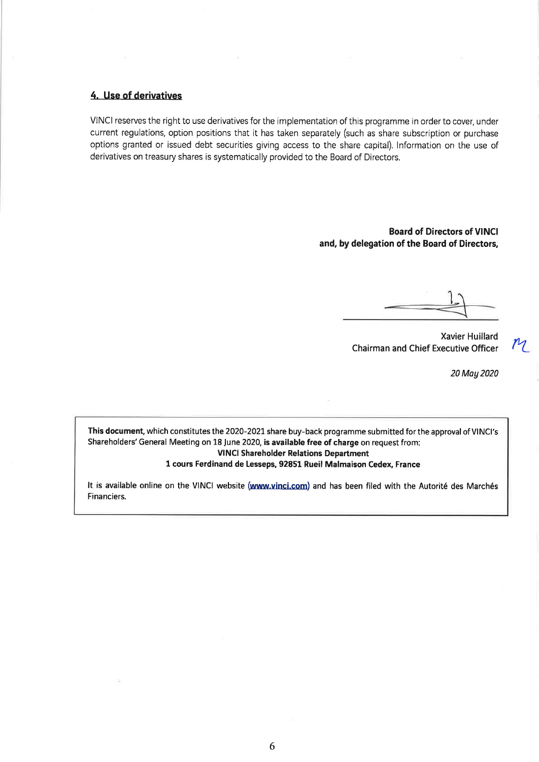## 4. Use of derivatives

VINCI reserves the right to use derivatives for the implementation of this programme in order to cover, under current regulations, option positions that it has taken separately (such as share subscription or purchase options granted or issued debt securities giving access to the share capital). Information on the use of derivatives on treasury shares is systematically provided to the Board of Directors.

**Board of Directors of VINCI**
**and, by delegation of the Board of Directors,**

Xavier Huillard
Chairman and Chief Executive Officer

*20 May 2020*

**This document**, which constitutes the 2020-2021 share buy-back programme submitted for the approval of VINCI's Shareholders' General Meeting on 18 June 2020, **is available free of charge** on request from:

**VINCI Shareholder Relations Department**
**1 cours Ferdinand de Lesseps, 92851 Rueil Malmaison Cedex, France**

It is available online on the VINCI website (www.vinci.com) and has been filed with the Autorité des Marchés Financiers.